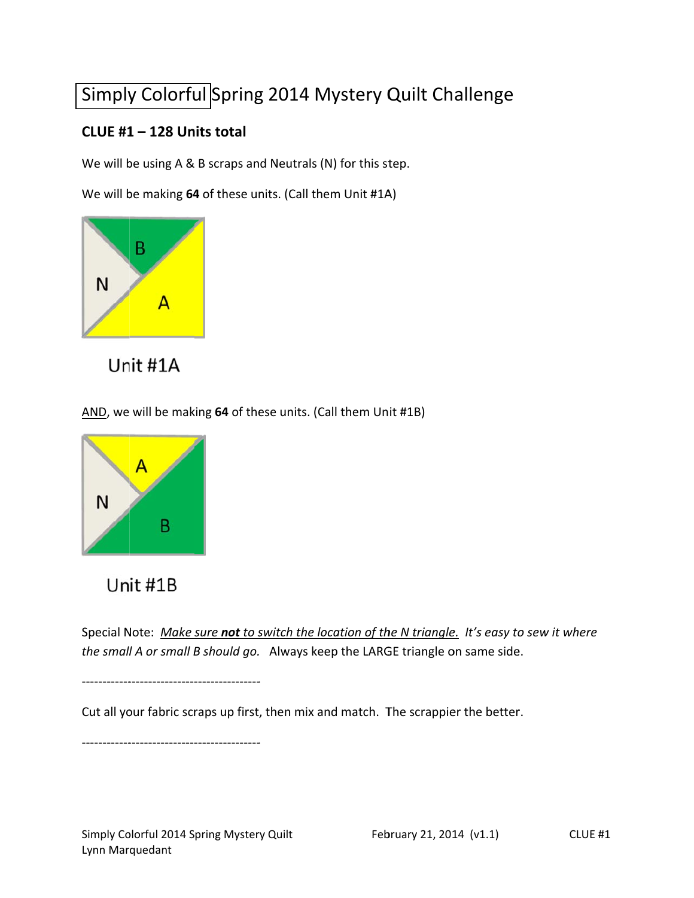# Simply Colorful Spring 2014 Mystery Quilt Challenge

**CLUE #1 – 128 Units total**

We will be using A & B scraps and Neutrals (N) for this step.

We will be making **64** of these units. (Call them Unit #1A)

B

N

A

Unit #1A

AND, we will be making **64** of these units. (Call them Unit #1B)

A

N

B

Unit #1B

Special Note: *Make sure **not** to switch the location of the N triangle. It's easy to sew it where the small A or small B should go.* Always keep the LARGE triangle on same side.

-------------------------------------------

Cut all your fabric scraps up first, then mix and match. The scrappier the better.

-------------------------------------------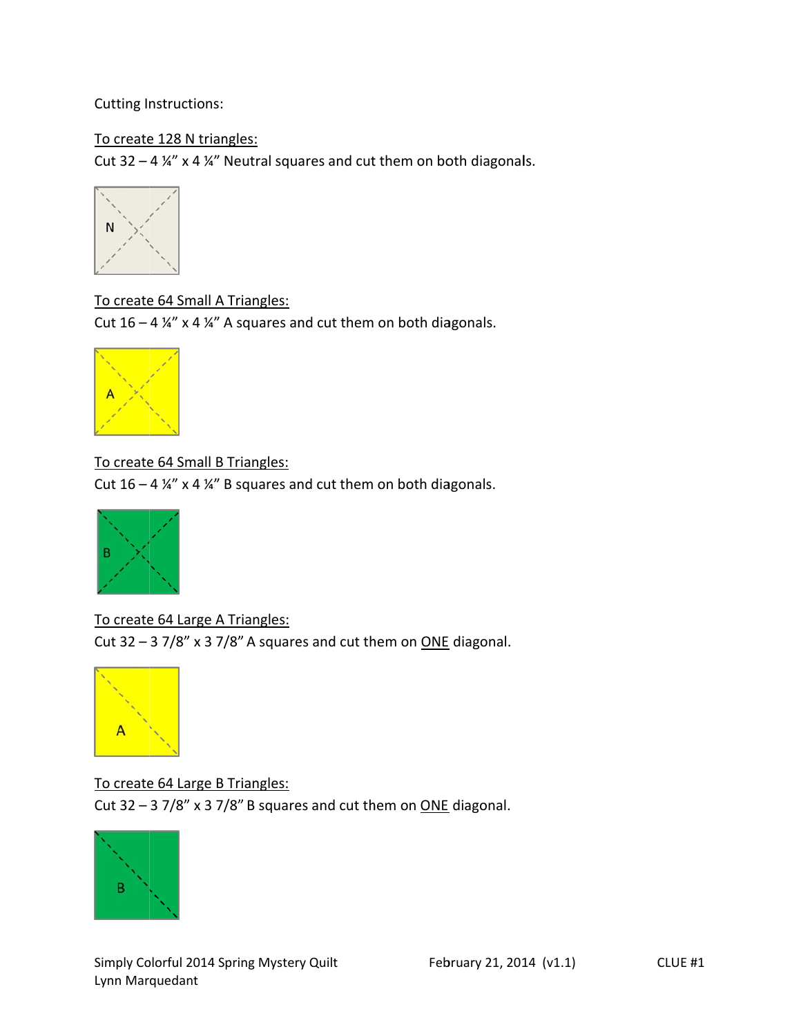Cutting Instructions:

<u>To create 128 N triangles:</u>
Cut 32 – 4 ¼" x 4 ¼" Neutral squares and cut them on both diagonals.

<u>To create 64 Small A Triangles:</u>
Cut 16 – 4 ¼" x 4 ¼" A squares and cut them on both diagonals.

<u>To create 64 Small B Triangles:</u>
Cut 16 – 4 ¼" x 4 ¼" B squares and cut them on both diagonals.

<u>To create 64 Large A Triangles:</u>
Cut 32 – 3 7/8" x 3 7/8" A squares and cut them on <u>ONE</u> diagonal.

<u>To create 64 Large B Triangles:</u>
Cut 32 – 3 7/8" x 3 7/8" B squares and cut them on <u>ONE</u> diagonal.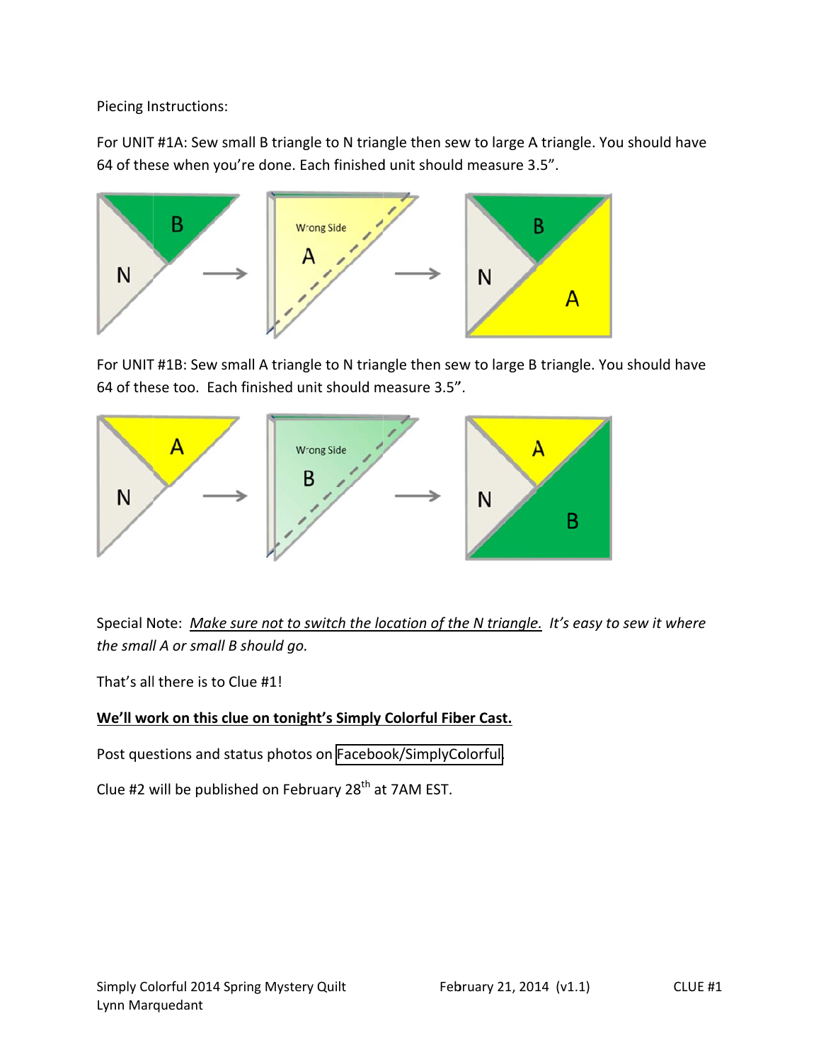Piecing Instructions:

For UNIT #1A: Sew small B triangle to N triangle then sew to large A triangle. You should have 64 of these when you're done. Each finished unit should measure 3.5".

B
N
Wrong Side
A
B
N
A

For UNIT #1B: Sew small A triangle to N triangle then sew to large B triangle. You should have 64 of these too. Each finished unit should measure 3.5".

A
N
Wrong Side
B
A
N
B

Special Note: *Make sure not to switch the location of the N triangle. It's easy to sew it where the small A or small B should go.*

That's all there is to Clue #1!

**We'll work on this clue on tonight's Simply Colorful Fiber Cast.**

Post questions and status photos on Facebook/SimplyColorful.

Clue #2 will be published on February 28th at 7AM EST.